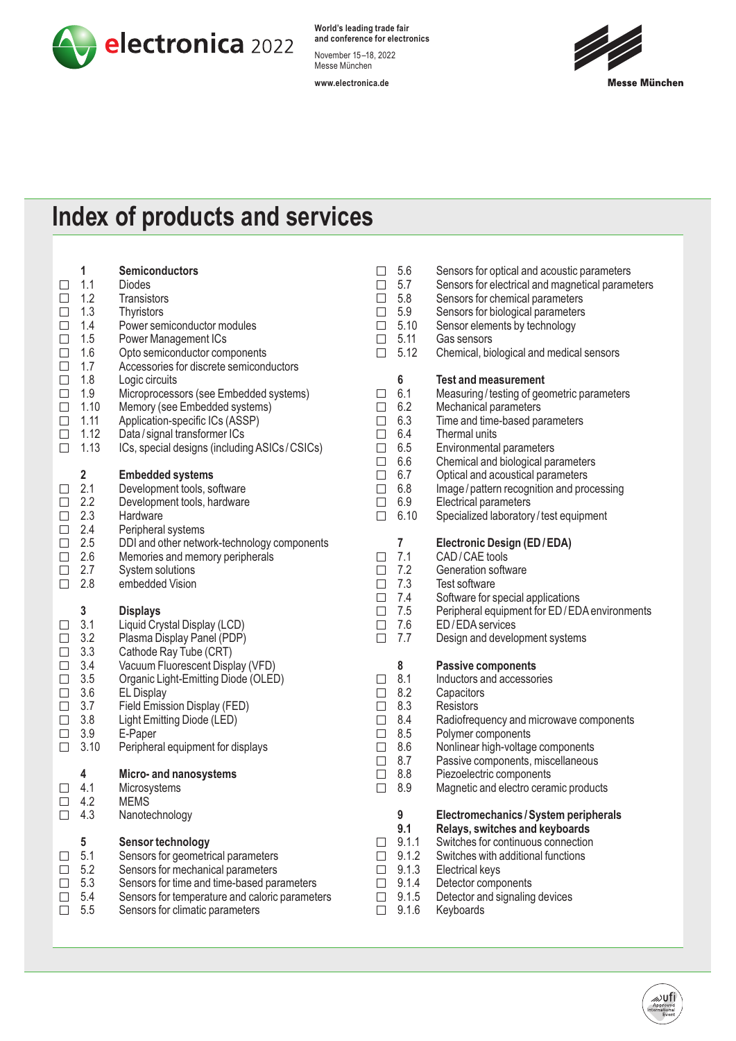electronica 2022

World's leading trade fair and conference for electronics

November 15–18, 2022
Messe München

www.electronica.de

Messe München

# Index of products and services

**1 Semiconductors**

- ☐ 1.1 Diodes
- ☐ 1.2 Transistors
- ☐ 1.3 Thyristors
- ☐ 1.4 Power semiconductor modules
- ☐ 1.5 Power Management ICs
- ☐ 1.6 Opto semiconductor components
- ☐ 1.7 Accessories for discrete semiconductors
- ☐ 1.8 Logic circuits
- ☐ 1.9 Microprocessors (see Embedded systems)
- ☐ 1.10 Memory (see Embedded systems)
- ☐ 1.11 Application-specific ICs (ASSP)
- ☐ 1.12 Data / signal transformer ICs
- ☐ 1.13 ICs, special designs (including ASICs / CSICs)

**2 Embedded systems**

- ☐ 2.1 Development tools, software
- ☐ 2.2 Development tools, hardware
- ☐ 2.3 Hardware
- ☐ 2.4 Peripheral systems
- ☐ 2.5 DDI and other network-technology components
- ☐ 2.6 Memories and memory peripherals
- ☐ 2.7 System solutions
- ☐ 2.8 embedded Vision

**3 Displays**

- ☐ 3.1 Liquid Crystal Display (LCD)
- ☐ 3.2 Plasma Display Panel (PDP)
- ☐ 3.3 Cathode Ray Tube (CRT)
- ☐ 3.4 Vacuum Fluorescent Display (VFD)
- ☐ 3.5 Organic Light-Emitting Diode (OLED)
- ☐ 3.6 EL Display
- ☐ 3.7 Field Emission Display (FED)
- ☐ 3.8 Light Emitting Diode (LED)
- ☐ 3.9 E-Paper
- ☐ 3.10 Peripheral equipment for displays

**4 Micro- and nanosystems**

- ☐ 4.1 Microsystems
- ☐ 4.2 MEMS
- ☐ 4.3 Nanotechnology

**5 Sensor technology**

- ☐ 5.1 Sensors for geometrical parameters
- ☐ 5.2 Sensors for mechanical parameters
- ☐ 5.3 Sensors for time and time-based parameters
- ☐ 5.4 Sensors for temperature and caloric parameters
- ☐ 5.5 Sensors for climatic parameters
- ☐ 5.6 Sensors for optical and acoustic parameters
- ☐ 5.7 Sensors for electrical and magnetical parameters
- ☐ 5.8 Sensors for chemical parameters
- ☐ 5.9 Sensors for biological parameters
- ☐ 5.10 Sensor elements by technology
- ☐ 5.11 Gas sensors
- ☐ 5.12 Chemical, biological and medical sensors

**6 Test and measurement**

- ☐ 6.1 Measuring / testing of geometric parameters
- ☐ 6.2 Mechanical parameters
- ☐ 6.3 Time and time-based parameters
- ☐ 6.4 Thermal units
- ☐ 6.5 Environmental parameters
- ☐ 6.6 Chemical and biological parameters
- ☐ 6.7 Optical and acoustical parameters
- ☐ 6.8 Image / pattern recognition and processing
- ☐ 6.9 Electrical parameters
- ☐ 6.10 Specialized laboratory / test equipment

**7 Electronic Design (ED / EDA)**

- ☐ 7.1 CAD / CAE tools
- ☐ 7.2 Generation software
- ☐ 7.3 Test software
- ☐ 7.4 Software for special applications
- ☐ 7.5 Peripheral equipment for ED / EDA environments
- ☐ 7.6 ED / EDA services
- ☐ 7.7 Design and development systems

**8 Passive components**

- ☐ 8.1 Inductors and accessories
- ☐ 8.2 Capacitors
- ☐ 8.3 Resistors
- ☐ 8.4 Radiofrequency and microwave components
- ☐ 8.5 Polymer components
- ☐ 8.6 Nonlinear high-voltage components
- ☐ 8.7 Passive components, miscellaneous
- ☐ 8.8 Piezoelectric components
- ☐ 8.9 Magnetic and electro ceramic products

**9 Electromechanics / System peripherals**

**9.1 Relays, switches and keyboards**

- ☐ 9.1.1 Switches for continuous connection
- ☐ 9.1.2 Switches with additional functions
- ☐ 9.1.3 Electrical keys
- ☐ 9.1.4 Detector components
- ☐ 9.1.5 Detector and signaling devices
- ☐ 9.1.6 Keyboards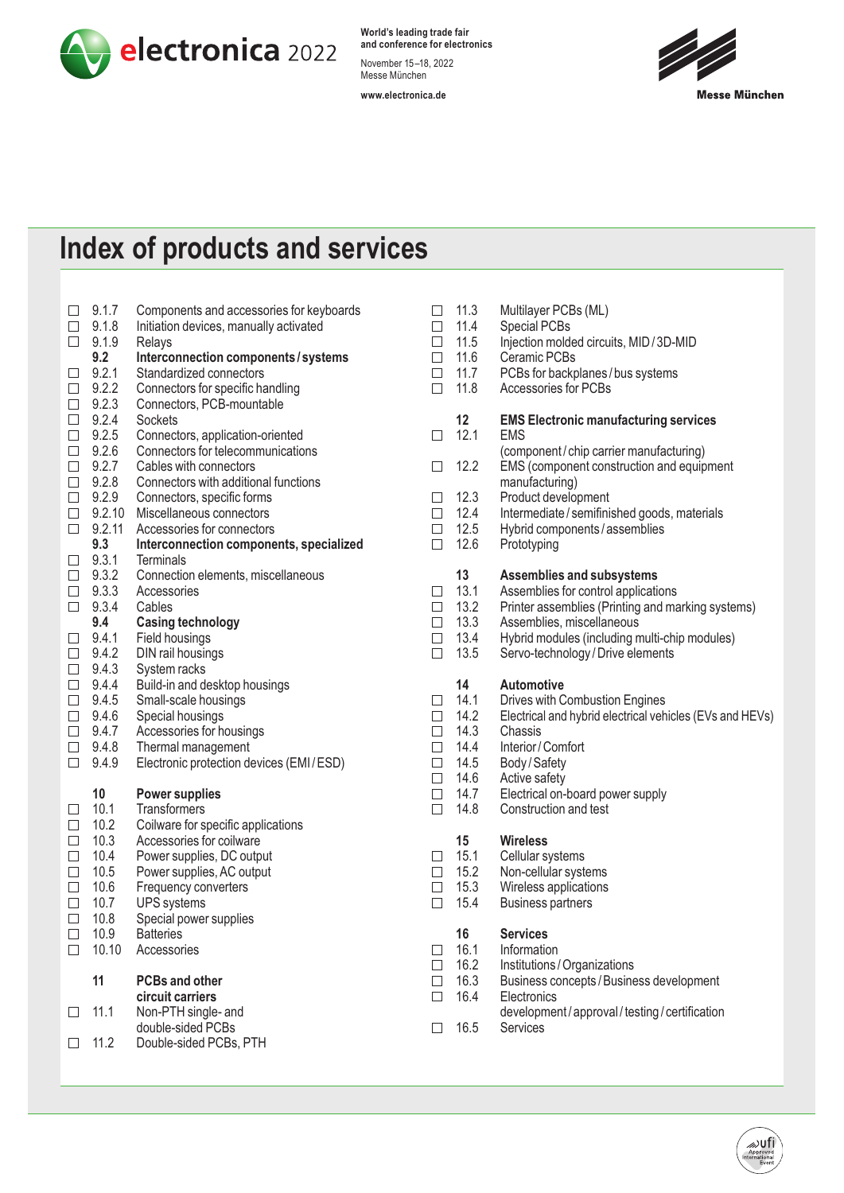# Index of products and services

- ☐ 9.1.7 Components and accessories for keyboards
- ☐ 9.1.8 Initiation devices, manually activated
- ☐ 9.1.9 Relays

**9.2 Interconnection components / systems**

- ☐ 9.2.1 Standardized connectors
- ☐ 9.2.2 Connectors for specific handling
- ☐ 9.2.3 Connectors, PCB-mountable
- ☐ 9.2.4 Sockets
- ☐ 9.2.5 Connectors, application-oriented
- ☐ 9.2.6 Connectors for telecommunications
- ☐ 9.2.7 Cables with connectors
- ☐ 9.2.8 Connectors with additional functions
- ☐ 9.2.9 Connectors, specific forms
- ☐ 9.2.10 Miscellaneous connectors
- ☐ 9.2.11 Accessories for connectors

**9.3 Interconnection components, specialized**

- ☐ 9.3.1 Terminals
- ☐ 9.3.2 Connection elements, miscellaneous
- ☐ 9.3.3 Accessories
- ☐ 9.3.4 Cables

**9.4 Casing technology**

- ☐ 9.4.1 Field housings
- ☐ 9.4.2 DIN rail housings
- ☐ 9.4.3 System racks
- ☐ 9.4.4 Build-in and desktop housings
- ☐ 9.4.5 Small-scale housings
- ☐ 9.4.6 Special housings
- ☐ 9.4.7 Accessories for housings
- ☐ 9.4.8 Thermal management
- ☐ 9.4.9 Electronic protection devices (EMI / ESD)

**10 Power supplies**

- ☐ 10.1 Transformers
- ☐ 10.2 Coilware for specific applications
- ☐ 10.3 Accessories for coilware
- ☐ 10.4 Power supplies, DC output
- ☐ 10.5 Power supplies, AC output
- ☐ 10.6 Frequency converters
- ☐ 10.7 UPS systems
- ☐ 10.8 Special power supplies
- ☐ 10.9 Batteries
- ☐ 10.10 Accessories

**11 PCBs and other circuit carriers**

- ☐ 11.1 Non-PTH single- and double-sided PCBs
- ☐ 11.2 Double-sided PCBs, PTH
- ☐ 11.3 Multilayer PCBs (ML)
- ☐ 11.4 Special PCBs
- ☐ 11.5 Injection molded circuits, MID / 3D-MID
- ☐ 11.6 Ceramic PCBs
- ☐ 11.7 PCBs for backplanes / bus systems
- ☐ 11.8 Accessories for PCBs

**12 EMS Electronic manufacturing services**

- ☐ 12.1 EMS (component / chip carrier manufacturing)
- ☐ 12.2 EMS (component construction and equipment manufacturing)
- ☐ 12.3 Product development
- ☐ 12.4 Intermediate / semifinished goods, materials
- ☐ 12.5 Hybrid components / assemblies
- ☐ 12.6 Prototyping

**13 Assemblies and subsystems**

- ☐ 13.1 Assemblies for control applications
- ☐ 13.2 Printer assemblies (Printing and marking systems)
- ☐ 13.3 Assemblies, miscellaneous
- ☐ 13.4 Hybrid modules (including multi-chip modules)
- ☐ 13.5 Servo-technology / Drive elements

**14 Automotive**

- ☐ 14.1 Drives with Combustion Engines
- ☐ 14.2 Electrical and hybrid electrical vehicles (EVs and HEVs)
- ☐ 14.3 Chassis
- ☐ 14.4 Interior / Comfort
- ☐ 14.5 Body / Safety
- ☐ 14.6 Active safety
- ☐ 14.7 Electrical on-board power supply
- ☐ 14.8 Construction and test

**15 Wireless**

- ☐ 15.1 Cellular systems
- ☐ 15.2 Non-cellular systems
- ☐ 15.3 Wireless applications
- ☐ 15.4 Business partners

**16 Services**

- ☐ 16.1 Information
- ☐ 16.2 Institutions / Organizations
- ☐ 16.3 Business concepts / Business development
- ☐ 16.4 Electronics development / approval / testing / certification
- ☐ 16.5 Services